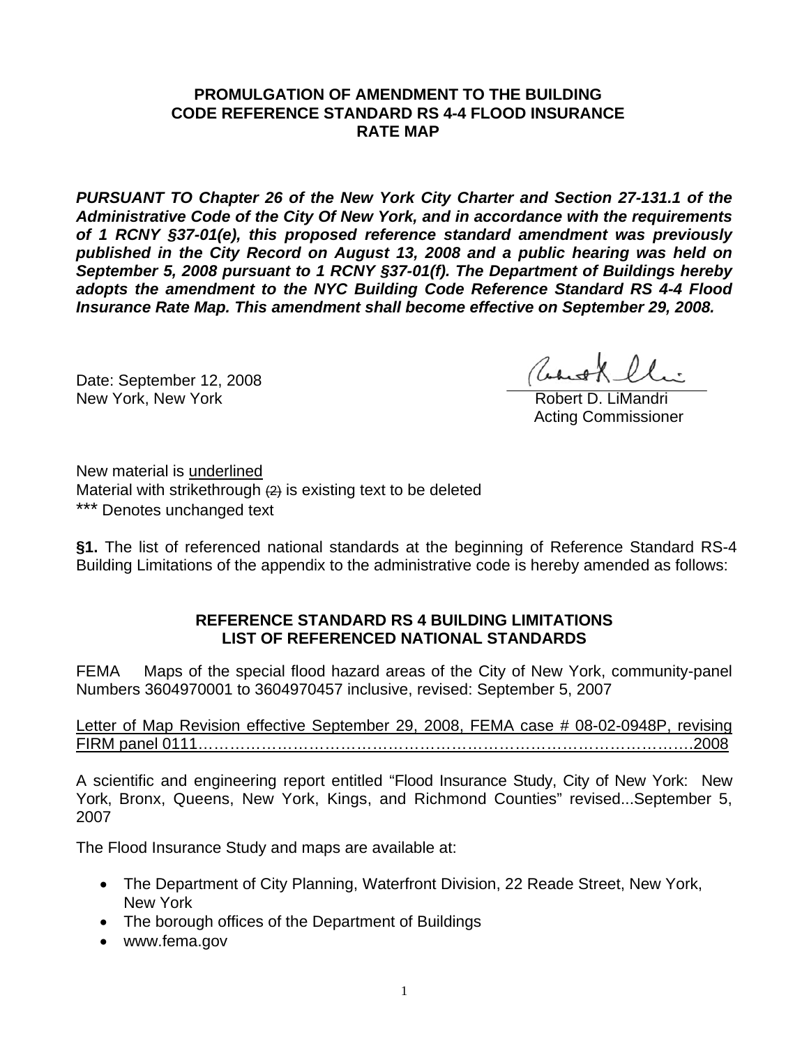# PROMULGATION OF AMENDMENT TO THE BUILDING CODE REFERENCE STANDARD RS 4-4 FLOOD INSURANCE RATE MAP

***PURSUANT TO Chapter 26 of the New York City Charter and Section 27-131.1 of the Administrative Code of the City Of New York, and in accordance with the requirements of 1 RCNY §37-01(e), this proposed reference standard amendment was previously published in the City Record on August 13, 2008 and a public hearing was held on September 5, 2008 pursuant to 1 RCNY §37-01(f). The Department of Buildings hereby adopts the amendment to the NYC Building Code Reference Standard RS 4-4 Flood Insurance Rate Map. This amendment shall become effective on September 29, 2008.***

Date: September 12, 2008
New York, New York

Robert D. LiMandri
Acting Commissioner

New material is <u>underlined</u>
Material with strikethrough ~~(2)~~ is existing text to be deleted
*** Denotes unchanged text

**§1.** The list of referenced national standards at the beginning of Reference Standard RS-4 Building Limitations of the appendix to the administrative code is hereby amended as follows:

## REFERENCE STANDARD RS 4 BUILDING LIMITATIONS LIST OF REFERENCED NATIONAL STANDARDS

FEMA Maps of the special flood hazard areas of the City of New York, community-panel Numbers 3604970001 to 3604970457 inclusive, revised: September 5, 2007

<u>Letter of Map Revision effective September 29, 2008, FEMA case # 08-02-0948P, revising FIRM panel 0111……………………………………………………………………………2008</u>

A scientific and engineering report entitled "Flood Insurance Study, City of New York: New York, Bronx, Queens, New York, Kings, and Richmond Counties" revised...September 5, 2007

The Flood Insurance Study and maps are available at:

- The Department of City Planning, Waterfront Division, 22 Reade Street, New York, New York
- The borough offices of the Department of Buildings
- www.fema.gov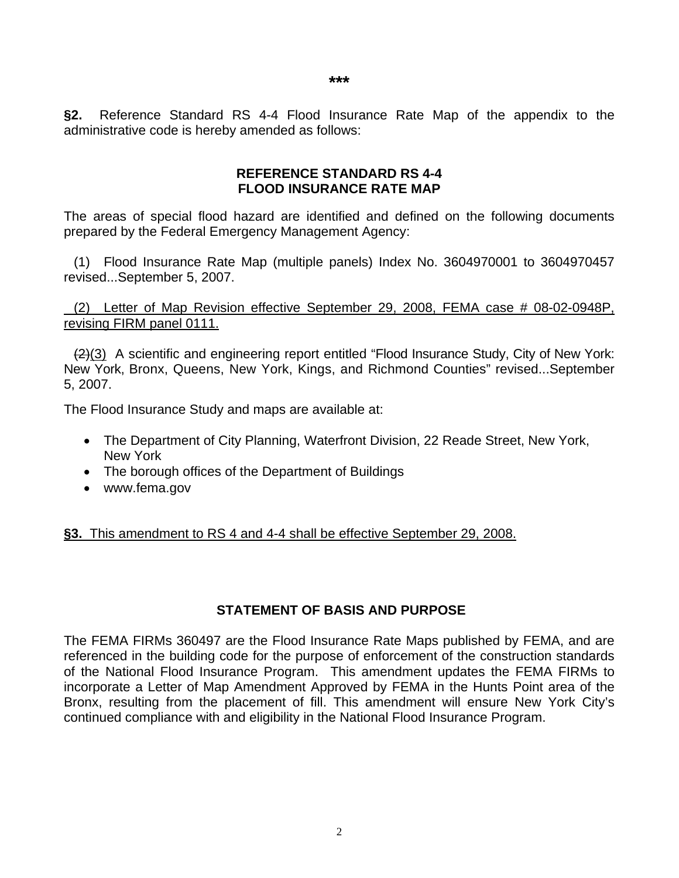\*\*\*

**§2.** Reference Standard RS 4-4 Flood Insurance Rate Map of the appendix to the administrative code is hereby amended as follows:

**REFERENCE STANDARD RS 4-4**
**FLOOD INSURANCE RATE MAP**

The areas of special flood hazard are identified and defined on the following documents prepared by the Federal Emergency Management Agency:

(1) Flood Insurance Rate Map (multiple panels) Index No. 3604970001 to 3604970457 revised...September 5, 2007.

<u>(2) Letter of Map Revision effective September 29, 2008, FEMA case # 08-02-0948P, revising FIRM panel 0111.</u>

~~(2)~~<u>(3)</u> A scientific and engineering report entitled "Flood Insurance Study, City of New York: New York, Bronx, Queens, New York, Kings, and Richmond Counties" revised...September 5, 2007.

The Flood Insurance Study and maps are available at:

- The Department of City Planning, Waterfront Division, 22 Reade Street, New York, New York
- The borough offices of the Department of Buildings
- www.fema.gov

<u>**§3.** This amendment to RS 4 and 4-4 shall be effective September 29, 2008.</u>

**STATEMENT OF BASIS AND PURPOSE**

The FEMA FIRMs 360497 are the Flood Insurance Rate Maps published by FEMA, and are referenced in the building code for the purpose of enforcement of the construction standards of the National Flood Insurance Program. This amendment updates the FEMA FIRMs to incorporate a Letter of Map Amendment Approved by FEMA in the Hunts Point area of the Bronx, resulting from the placement of fill. This amendment will ensure New York City's continued compliance with and eligibility in the National Flood Insurance Program.